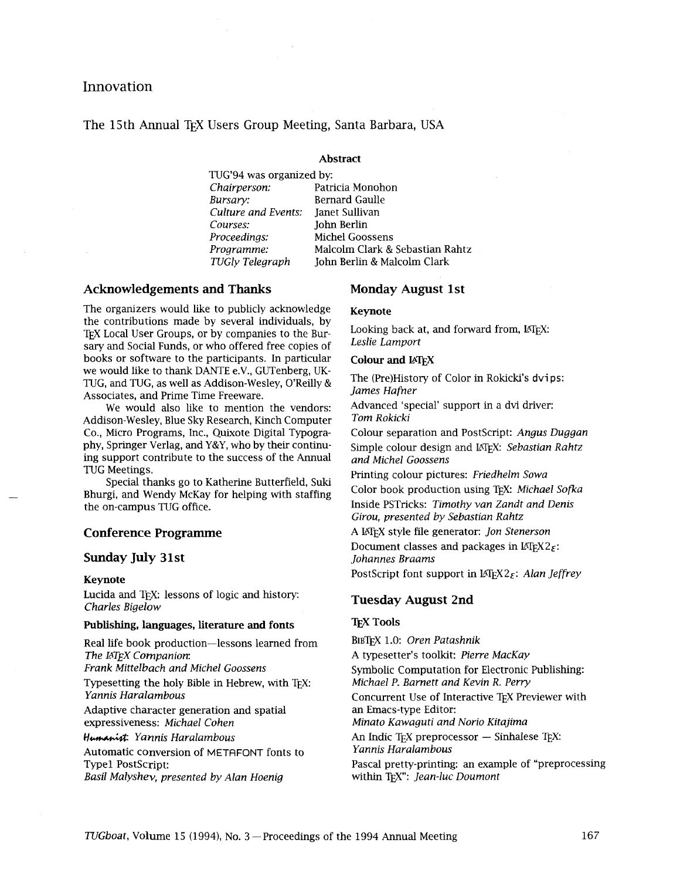# Innovation

## The 15th Annual TEX Users Group Meeting, Santa Barbara, USA

**Abstract**

TUG'94 was organized by:

| | |
|---|---|
| *Chairperson:* | Patricia Monohon |
| *Bursary:* | Bernard Gaulle |
| *Culture and Events:* | Janet Sullivan |
| *Courses:* | John Berlin |
| *Proceedings:* | Michel Goossens |
| *Programme:* | Malcolm Clark & Sebastian Rahtz |
| *TUGly Telegraph* | John Berlin & Malcolm Clark |

### Acknowledgements and Thanks

The organizers would like to publicly acknowledge the contributions made by several individuals, by TEX Local User Groups, or by companies to the Bursary and Social Funds, or who offered free copies of books or software to the participants. In particular we would like to thank DANTE e.V., GUTenberg, UK-TUG, and TUG, as well as Addison-Wesley, O'Reilly & Associates, and Prime Time Freeware.

We would also like to mention the vendors: Addison-Wesley, Blue Sky Research, Kinch Computer Co., Micro Programs, Inc., Quixote Digital Typography, Springer Verlag, and Y&Y, who by their continuing support contribute to the success of the Annual TUG Meetings.

Special thanks go to Katherine Butterfield, Suki Bhurgi, and Wendy McKay for helping with staffing the on-campus TUG office.

### Conference Programme

### Sunday July 31st

#### Keynote

Lucida and TEX: lessons of logic and history: *Charles Bigelow*

#### Publishing, languages, literature and fonts

Real life book production—lessons learned from *The LATEX Companion*: *Frank Mittelbach and Michel Goossens*

Typesetting the holy Bible in Hebrew, with TEX: *Yannis Haralambous*

Adaptive character generation and spatial expressiveness: *Michael Cohen*

Humanist: *Yannis Haralambous*

Automatic conversion of METAFONT fonts to Type1 PostScript: *Basil Malyshev, presented by Alan Hoenig*

### Monday August 1st

#### Keynote

Looking back at, and forward from, LATEX: *Leslie Lamport*

#### Colour and LATEX

The (Pre)History of Color in Rokicki's `dvips`: *James Hafner*

Advanced 'special' support in a dvi driver: *Tom Rokicki*

Colour separation and PostScript: *Angus Duggan*

Simple colour design and LATEX: *Sebastian Rahtz and Michel Goossens*

Printing colour pictures: *Friedhelm Sowa*

Color book production using TEX: *Michael Sofka*

Inside PSTricks: *Timothy van Zandt and Denis Girou, presented by Sebastian Rahtz*

A LATEX style file generator: *Jon Stenerson*

Document classes and packages in LATEX2$_\varepsilon$: *Johannes Braams*

PostScript font support in LATEX2$_\varepsilon$: *Alan Jeffrey*

### Tuesday August 2nd

#### TEX Tools

BIBTEX 1.0: *Oren Patashnik*

A typesetter's toolkit: *Pierre MacKay*

Symbolic Computation for Electronic Publishing: *Michael P. Barnett and Kevin R. Perry*

Concurrent Use of Interactive TEX Previewer with an Emacs-type Editor: *Minato Kawaguti and Norio Kitajima*

An Indic TEX preprocessor — Sinhalese TEX: *Yannis Haralambous*

Pascal pretty-printing: an example of "preprocessing within TEX": *Jean-luc Doumont*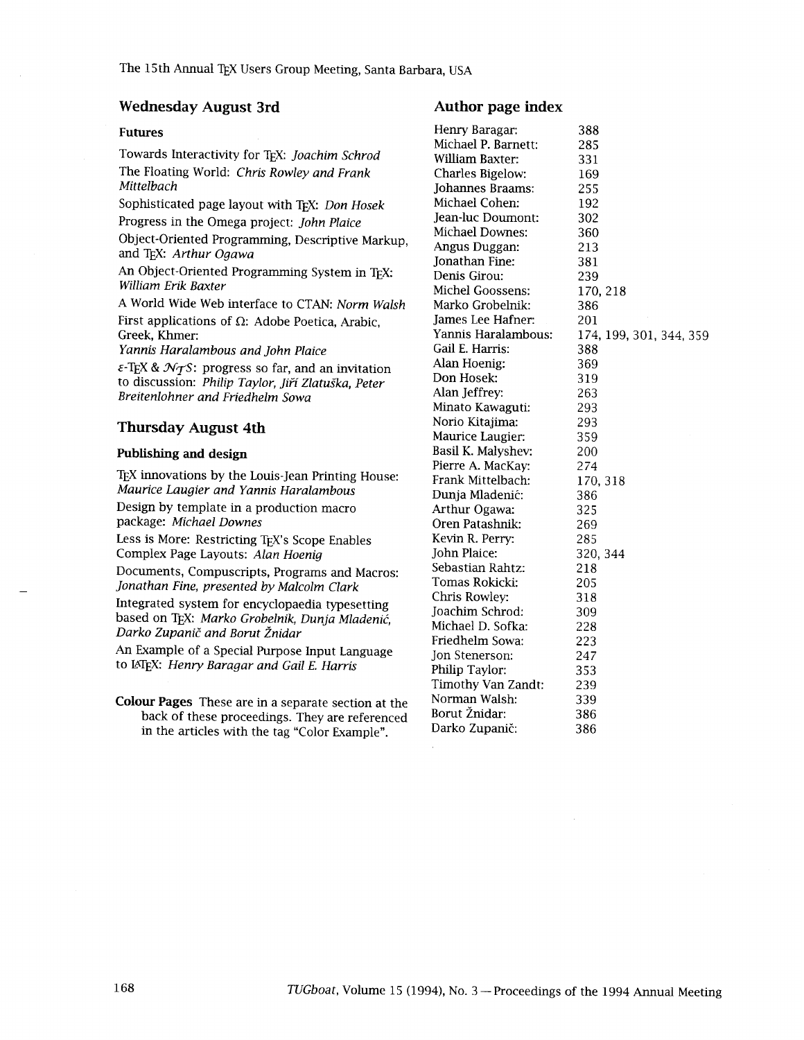## Wednesday August 3rd

### Futures

Towards Interactivity for TEX: *Joachim Schrod*

The Floating World: *Chris Rowley and Frank Mittelbach*

Sophisticated page layout with TEX: *Don Hosek*

Progress in the Omega project: *John Plaice*

Object-Oriented Programming, Descriptive Markup, and TEX: *Arthur Ogawa*

An Object-Oriented Programming System in TEX: *William Erik Baxter*

A World Wide Web interface to CTAN: *Norm Walsh*

First applications of $\Omega$: Adobe Poetica, Arabic, Greek, Khmer: *Yannis Haralambous and John Plaice*

$\varepsilon$-TEX & $\mathcal{N}\mathcal{T}\mathcal{S}$: progress so far, and an invitation to discussion: *Philip Taylor, Jiří Zlatuška, Peter Breitenlohner and Friedhelm Sowa*

## Thursday August 4th

### Publishing and design

TEX innovations by the Louis-Jean Printing House: *Maurice Laugier and Yannis Haralambous*

Design by template in a production macro package: *Michael Downes*

Less is More: Restricting TEX's Scope Enables Complex Page Layouts: *Alan Hoenig*

Documents, Compuscripts, Programs and Macros: *Jonathan Fine, presented by Malcolm Clark*

Integrated system for encyclopaedia typesetting based on TEX: *Marko Grobelnik, Dunja Mladenić, Darko Zupanič and Borut Žnidar*

An Example of a Special Purpose Input Language to LATEX: *Henry Baragar and Gail E. Harris*

**Colour Pages** These are in a separate section at the back of these proceedings. They are referenced in the articles with the tag "Color Example".

## Author page index

| | |
|---|---|
| Henry Baragar: | 388 |
| Michael P. Barnett: | 285 |
| William Baxter: | 331 |
| Charles Bigelow: | 169 |
| Johannes Braams: | 255 |
| Michael Cohen: | 192 |
| Jean-luc Doumont: | 302 |
| Michael Downes: | 360 |
| Angus Duggan: | 213 |
| Jonathan Fine: | 381 |
| Denis Girou: | 239 |
| Michel Goossens: | 170, 218 |
| Marko Grobelnik: | 386 |
| James Lee Hafner: | 201 |
| Yannis Haralambous: | 174, 199, 301, 344, 359 |
| Gail E. Harris: | 388 |
| Alan Hoenig: | 369 |
| Don Hosek: | 319 |
| Alan Jeffrey: | 263 |
| Minato Kawaguti: | 293 |
| Norio Kitajima: | 293 |
| Maurice Laugier: | 359 |
| Basil K. Malyshev: | 200 |
| Pierre A. MacKay: | 274 |
| Frank Mittelbach: | 170, 318 |
| Dunja Mladenić: | 386 |
| Arthur Ogawa: | 325 |
| Oren Patashnik: | 269 |
| Kevin R. Perry: | 285 |
| John Plaice: | 320, 344 |
| Sebastian Rahtz: | 218 |
| Tomas Rokicki: | 205 |
| Chris Rowley: | 318 |
| Joachim Schrod: | 309 |
| Michael D. Sofka: | 228 |
| Friedhelm Sowa: | 223 |
| Jon Stenerson: | 247 |
| Philip Taylor: | 353 |
| Timothy Van Zandt: | 239 |
| Norman Walsh: | 339 |
| Borut Žnidar: | 386 |
| Darko Zupanič: | 386 |